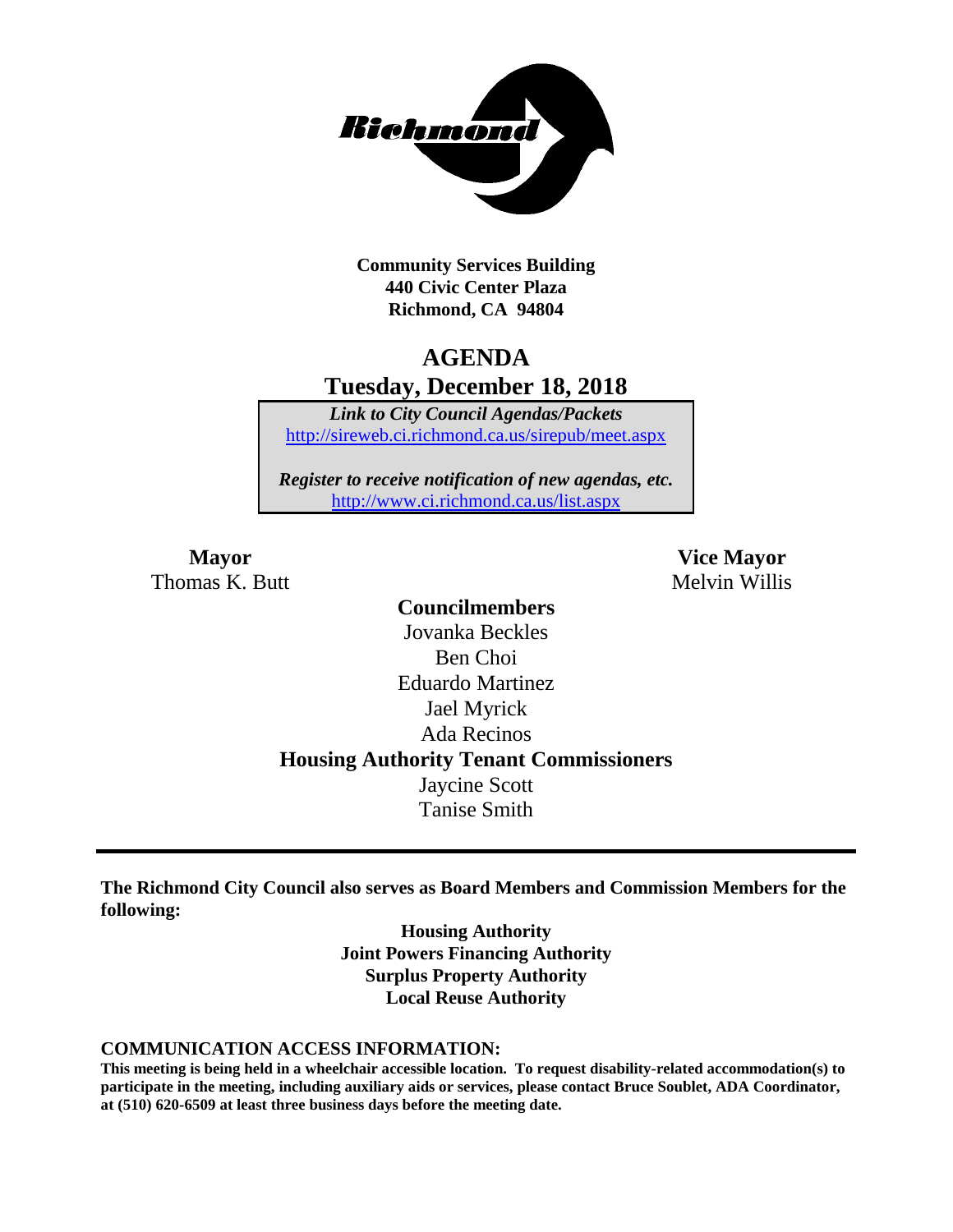**Community Services Building**
**440 Civic Center Plaza**
**Richmond, CA 94804**

# AGENDA

## Tuesday, December 18, 2018

*Link to City Council Agendas/Packets*
http://sireweb.ci.richmond.ca.us/sirepub/meet.aspx

*Register to receive notification of new agendas, etc.*
http://www.ci.richmond.ca.us/list.aspx

**Mayor**
Thomas K. Butt

**Vice Mayor**
Melvin Willis

**Councilmembers**
Jovanka Beckles
Ben Choi
Eduardo Martinez
Jael Myrick
Ada Recinos

**Housing Authority Tenant Commissioners**
Jaycine Scott
Tanise Smith

---

**The Richmond City Council also serves as Board Members and Commission Members for the following:**

**Housing Authority**
**Joint Powers Financing Authority**
**Surplus Property Authority**
**Local Reuse Authority**

**COMMUNICATION ACCESS INFORMATION:**

**This meeting is being held in a wheelchair accessible location. To request disability-related accommodation(s) to participate in the meeting, including auxiliary aids or services, please contact Bruce Soublet, ADA Coordinator, at (510) 620-6509 at least three business days before the meeting date.**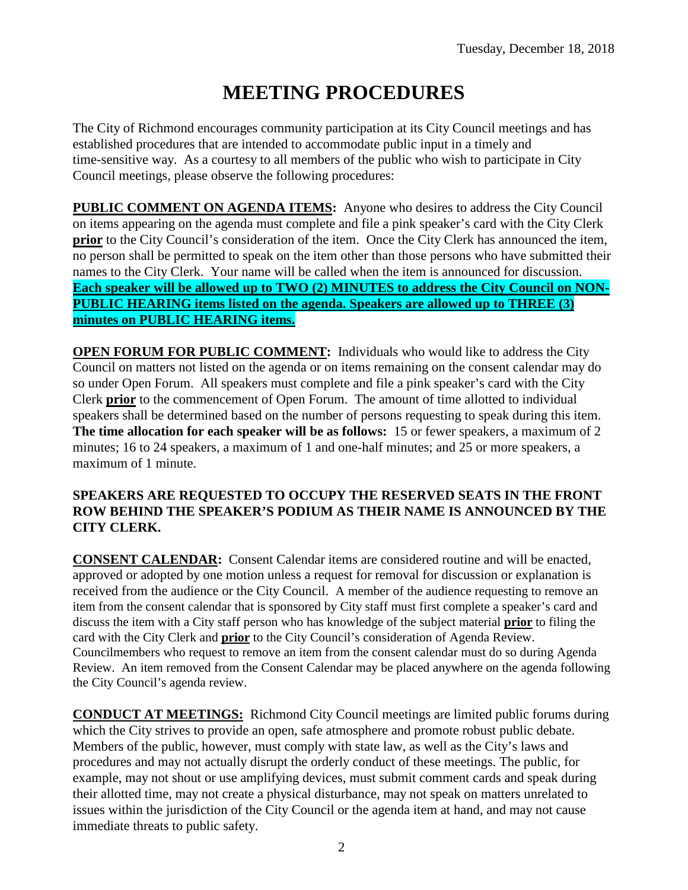Tuesday, December 18, 2018

# MEETING PROCEDURES

The City of Richmond encourages community participation at its City Council meetings and has established procedures that are intended to accommodate public input in a timely and time-sensitive way. As a courtesy to all members of the public who wish to participate in City Council meetings, please observe the following procedures:

**PUBLIC COMMENT ON AGENDA ITEMS:** Anyone who desires to address the City Council on items appearing on the agenda must complete and file a pink speaker's card with the City Clerk **prior** to the City Council's consideration of the item. Once the City Clerk has announced the item, no person shall be permitted to speak on the item other than those persons who have submitted their names to the City Clerk. Your name will be called when the item is announced for discussion. **Each speaker will be allowed up to TWO (2) MINUTES to address the City Council on NON-PUBLIC HEARING items listed on the agenda. Speakers are allowed up to THREE (3) minutes on PUBLIC HEARING items.**

**OPEN FORUM FOR PUBLIC COMMENT:** Individuals who would like to address the City Council on matters not listed on the agenda or on items remaining on the consent calendar may do so under Open Forum. All speakers must complete and file a pink speaker's card with the City Clerk **prior** to the commencement of Open Forum. The amount of time allotted to individual speakers shall be determined based on the number of persons requesting to speak during this item. **The time allocation for each speaker will be as follows:** 15 or fewer speakers, a maximum of 2 minutes; 16 to 24 speakers, a maximum of 1 and one-half minutes; and 25 or more speakers, a maximum of 1 minute.

**SPEAKERS ARE REQUESTED TO OCCUPY THE RESERVED SEATS IN THE FRONT ROW BEHIND THE SPEAKER'S PODIUM AS THEIR NAME IS ANNOUNCED BY THE CITY CLERK.**

**CONSENT CALENDAR:** Consent Calendar items are considered routine and will be enacted, approved or adopted by one motion unless a request for removal for discussion or explanation is received from the audience or the City Council. A member of the audience requesting to remove an item from the consent calendar that is sponsored by City staff must first complete a speaker's card and discuss the item with a City staff person who has knowledge of the subject material **prior** to filing the card with the City Clerk and **prior** to the City Council's consideration of Agenda Review. Councilmembers who request to remove an item from the consent calendar must do so during Agenda Review. An item removed from the Consent Calendar may be placed anywhere on the agenda following the City Council's agenda review.

**CONDUCT AT MEETINGS:** Richmond City Council meetings are limited public forums during which the City strives to provide an open, safe atmosphere and promote robust public debate. Members of the public, however, must comply with state law, as well as the City's laws and procedures and may not actually disrupt the orderly conduct of these meetings. The public, for example, may not shout or use amplifying devices, must submit comment cards and speak during their allotted time, may not create a physical disturbance, may not speak on matters unrelated to issues within the jurisdiction of the City Council or the agenda item at hand, and may not cause immediate threats to public safety.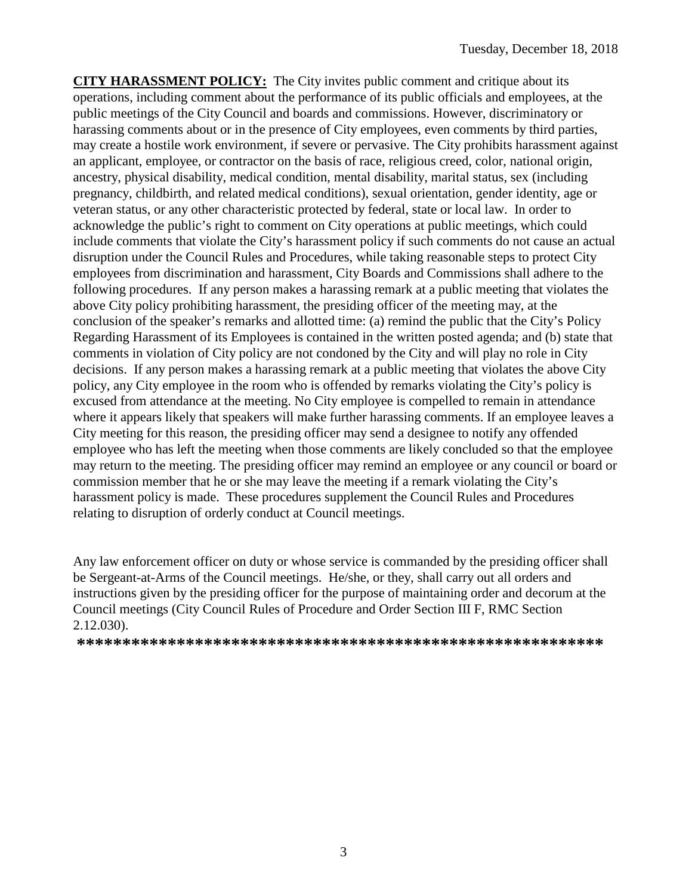Tuesday, December 18, 2018

**CITY HARASSMENT POLICY:** The City invites public comment and critique about its operations, including comment about the performance of its public officials and employees, at the public meetings of the City Council and boards and commissions. However, discriminatory or harassing comments about or in the presence of City employees, even comments by third parties, may create a hostile work environment, if severe or pervasive. The City prohibits harassment against an applicant, employee, or contractor on the basis of race, religious creed, color, national origin, ancestry, physical disability, medical condition, mental disability, marital status, sex (including pregnancy, childbirth, and related medical conditions), sexual orientation, gender identity, age or veteran status, or any other characteristic protected by federal, state or local law. In order to acknowledge the public's right to comment on City operations at public meetings, which could include comments that violate the City's harassment policy if such comments do not cause an actual disruption under the Council Rules and Procedures, while taking reasonable steps to protect City employees from discrimination and harassment, City Boards and Commissions shall adhere to the following procedures. If any person makes a harassing remark at a public meeting that violates the above City policy prohibiting harassment, the presiding officer of the meeting may, at the conclusion of the speaker's remarks and allotted time: (a) remind the public that the City's Policy Regarding Harassment of its Employees is contained in the written posted agenda; and (b) state that comments in violation of City policy are not condoned by the City and will play no role in City decisions. If any person makes a harassing remark at a public meeting that violates the above City policy, any City employee in the room who is offended by remarks violating the City's policy is excused from attendance at the meeting. No City employee is compelled to remain in attendance where it appears likely that speakers will make further harassing comments. If an employee leaves a City meeting for this reason, the presiding officer may send a designee to notify any offended employee who has left the meeting when those comments are likely concluded so that the employee may return to the meeting. The presiding officer may remind an employee or any council or board or commission member that he or she may leave the meeting if a remark violating the City's harassment policy is made. These procedures supplement the Council Rules and Procedures relating to disruption of orderly conduct at Council meetings.

Any law enforcement officer on duty or whose service is commanded by the presiding officer shall be Sergeant-at-Arms of the Council meetings. He/she, or they, shall carry out all orders and instructions given by the presiding officer for the purpose of maintaining order and decorum at the Council meetings (City Council Rules of Procedure and Order Section III F, RMC Section 2.12.030).

**********************************************************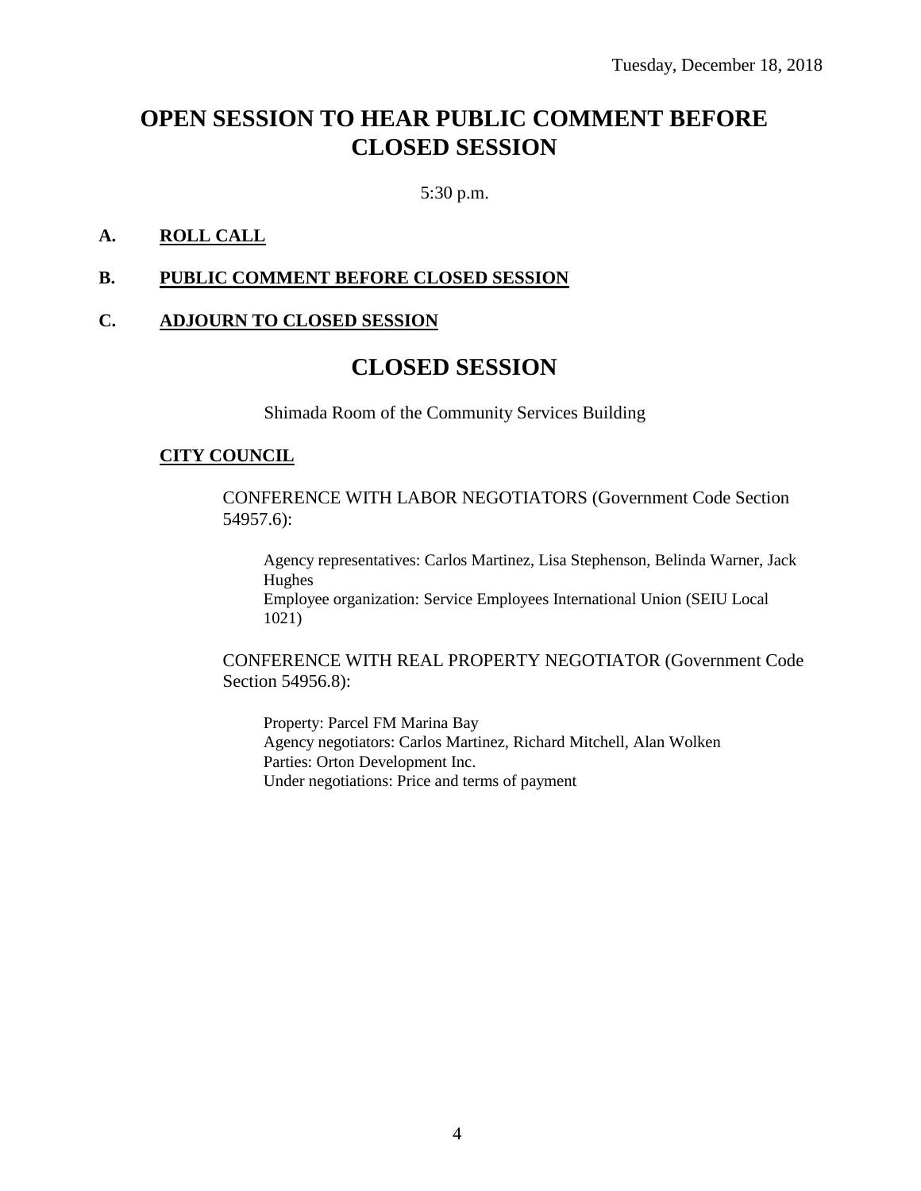Tuesday, December 18, 2018

# OPEN SESSION TO HEAR PUBLIC COMMENT BEFORE CLOSED SESSION

5:30 p.m.

**A. ROLL CALL**

**B. PUBLIC COMMENT BEFORE CLOSED SESSION**

**C. ADJOURN TO CLOSED SESSION**

# CLOSED SESSION

Shimada Room of the Community Services Building

**CITY COUNCIL**

CONFERENCE WITH LABOR NEGOTIATORS (Government Code Section 54957.6):

Agency representatives: Carlos Martinez, Lisa Stephenson, Belinda Warner, Jack Hughes
Employee organization: Service Employees International Union (SEIU Local 1021)

CONFERENCE WITH REAL PROPERTY NEGOTIATOR (Government Code Section 54956.8):

Property: Parcel FM Marina Bay
Agency negotiators: Carlos Martinez, Richard Mitchell, Alan Wolken
Parties: Orton Development Inc.
Under negotiations: Price and terms of payment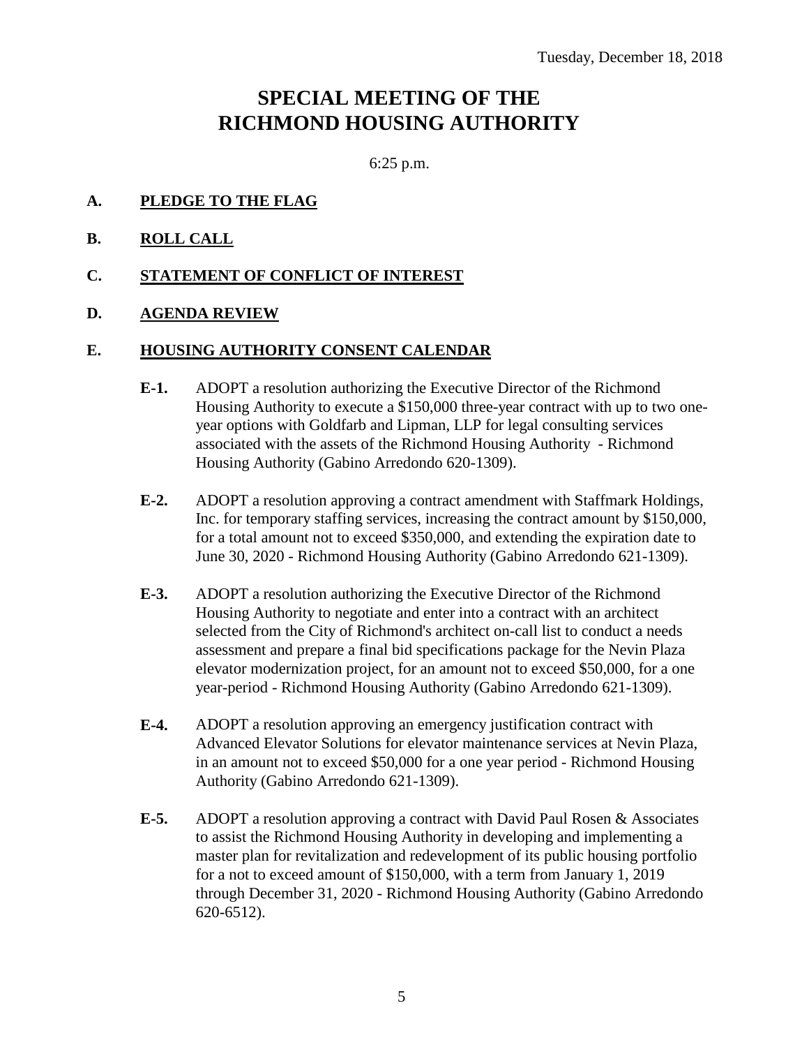Tuesday, December 18, 2018

# SPECIAL MEETING OF THE RICHMOND HOUSING AUTHORITY

6:25 p.m.

**A. PLEDGE TO THE FLAG**

**B. ROLL CALL**

**C. STATEMENT OF CONFLICT OF INTEREST**

**D. AGENDA REVIEW**

**E. HOUSING AUTHORITY CONSENT CALENDAR**

**E-1.** ADOPT a resolution authorizing the Executive Director of the Richmond Housing Authority to execute a $150,000 three-year contract with up to two one-year options with Goldfarb and Lipman, LLP for legal consulting services associated with the assets of the Richmond Housing Authority - Richmond Housing Authority (Gabino Arredondo 620-1309).

**E-2.** ADOPT a resolution approving a contract amendment with Staffmark Holdings, Inc. for temporary staffing services, increasing the contract amount by $150,000, for a total amount not to exceed $350,000, and extending the expiration date to June 30, 2020 - Richmond Housing Authority (Gabino Arredondo 621-1309).

**E-3.** ADOPT a resolution authorizing the Executive Director of the Richmond Housing Authority to negotiate and enter into a contract with an architect selected from the City of Richmond's architect on-call list to conduct a needs assessment and prepare a final bid specifications package for the Nevin Plaza elevator modernization project, for an amount not to exceed $50,000, for a one year-period - Richmond Housing Authority (Gabino Arredondo 621-1309).

**E-4.** ADOPT a resolution approving an emergency justification contract with Advanced Elevator Solutions for elevator maintenance services at Nevin Plaza, in an amount not to exceed $50,000 for a one year period - Richmond Housing Authority (Gabino Arredondo 621-1309).

**E-5.** ADOPT a resolution approving a contract with David Paul Rosen & Associates to assist the Richmond Housing Authority in developing and implementing a master plan for revitalization and redevelopment of its public housing portfolio for a not to exceed amount of $150,000, with a term from January 1, 2019 through December 31, 2020 - Richmond Housing Authority (Gabino Arredondo 620-6512).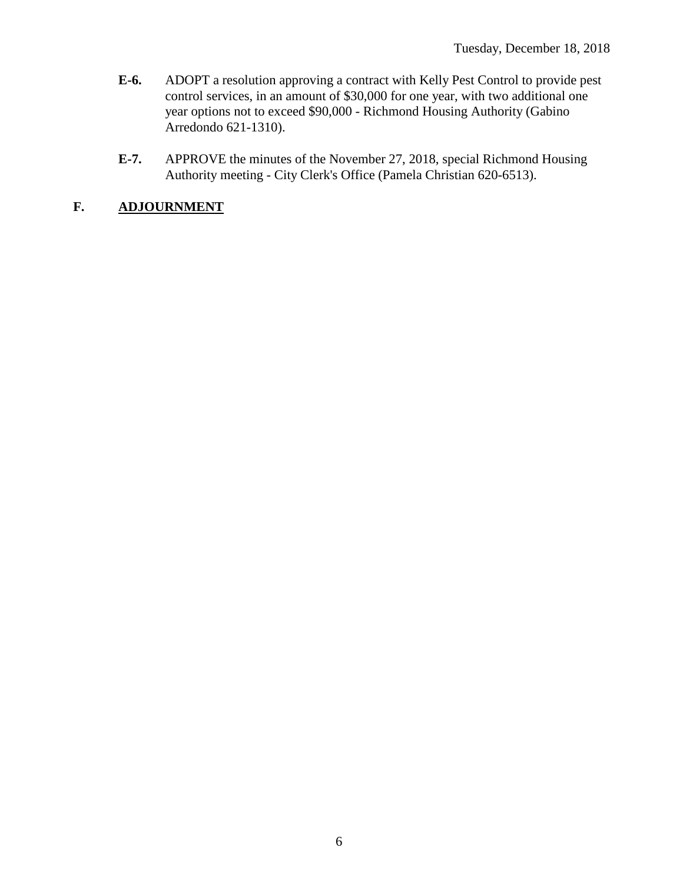**E-6.** ADOPT a resolution approving a contract with Kelly Pest Control to provide pest control services, in an amount of $30,000 for one year, with two additional one year options not to exceed $90,000 - Richmond Housing Authority (Gabino Arredondo 621-1310).

**E-7.** APPROVE the minutes of the November 27, 2018, special Richmond Housing Authority meeting - City Clerk's Office (Pamela Christian 620-6513).

## F. ADJOURNMENT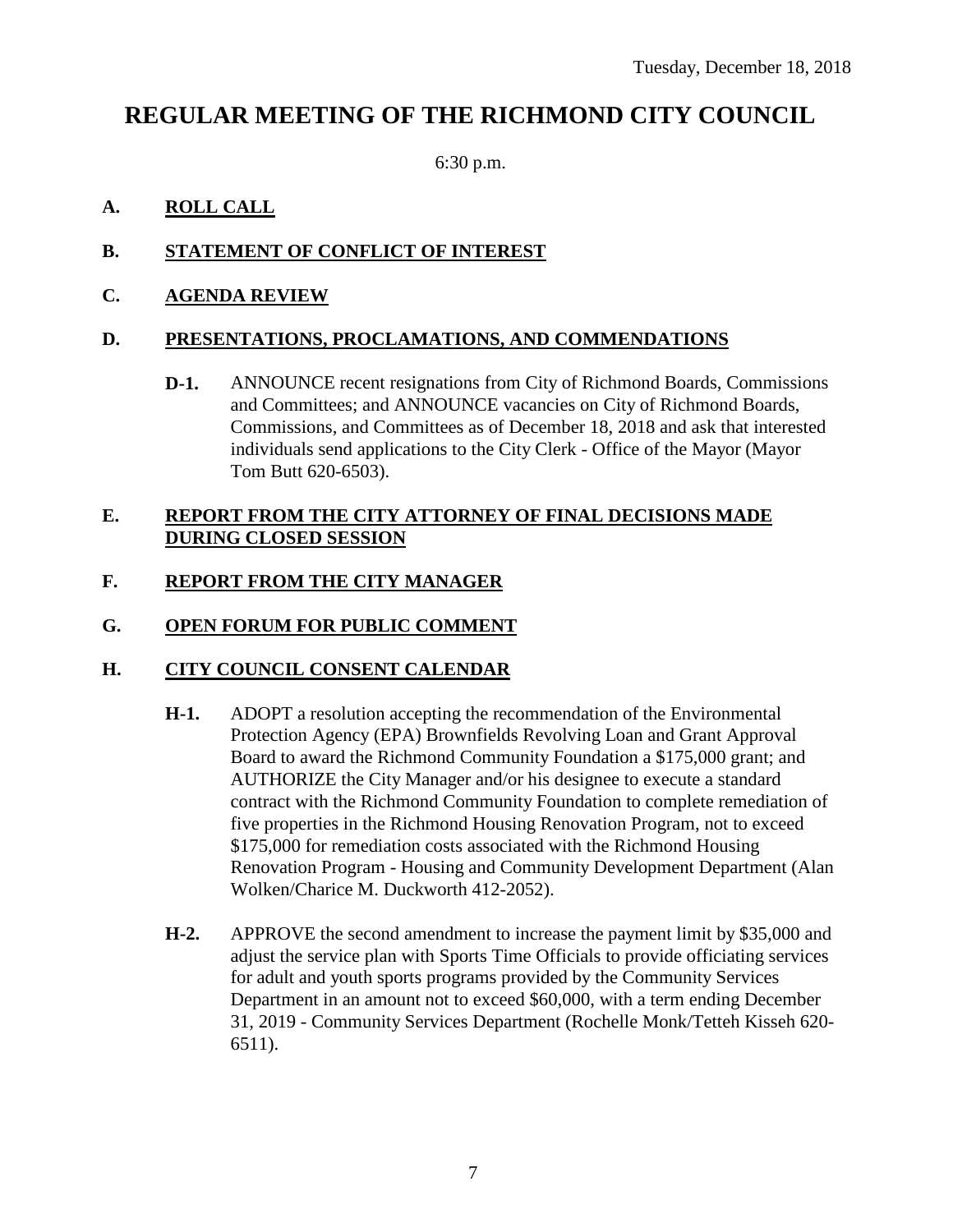Tuesday, December 18, 2018

# REGULAR MEETING OF THE RICHMOND CITY COUNCIL

6:30 p.m.

## A. ROLL CALL

## B. STATEMENT OF CONFLICT OF INTEREST

## C. AGENDA REVIEW

## D. PRESENTATIONS, PROCLAMATIONS, AND COMMENDATIONS

**D-1.** ANNOUNCE recent resignations from City of Richmond Boards, Commissions and Committees; and ANNOUNCE vacancies on City of Richmond Boards, Commissions, and Committees as of December 18, 2018 and ask that interested individuals send applications to the City Clerk - Office of the Mayor (Mayor Tom Butt 620-6503).

## E. REPORT FROM THE CITY ATTORNEY OF FINAL DECISIONS MADE DURING CLOSED SESSION

## F. REPORT FROM THE CITY MANAGER

## G. OPEN FORUM FOR PUBLIC COMMENT

## H. CITY COUNCIL CONSENT CALENDAR

**H-1.** ADOPT a resolution accepting the recommendation of the Environmental Protection Agency (EPA) Brownfields Revolving Loan and Grant Approval Board to award the Richmond Community Foundation a $175,000 grant; and AUTHORIZE the City Manager and/or his designee to execute a standard contract with the Richmond Community Foundation to complete remediation of five properties in the Richmond Housing Renovation Program, not to exceed $175,000 for remediation costs associated with the Richmond Housing Renovation Program - Housing and Community Development Department (Alan Wolken/Charice M. Duckworth 412-2052).

**H-2.** APPROVE the second amendment to increase the payment limit by $35,000 and adjust the service plan with Sports Time Officials to provide officiating services for adult and youth sports programs provided by the Community Services Department in an amount not to exceed $60,000, with a term ending December 31, 2019 - Community Services Department (Rochelle Monk/Tetteh Kisseh 620-6511).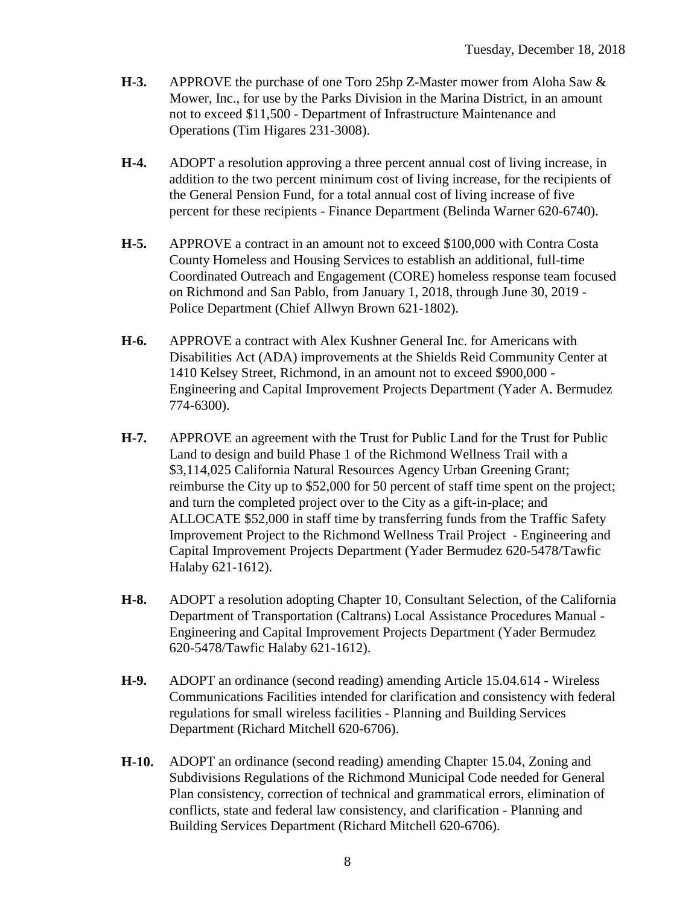**H-3.** APPROVE the purchase of one Toro 25hp Z-Master mower from Aloha Saw & Mower, Inc., for use by the Parks Division in the Marina District, in an amount not to exceed $11,500 - Department of Infrastructure Maintenance and Operations (Tim Higares 231-3008).

**H-4.** ADOPT a resolution approving a three percent annual cost of living increase, in addition to the two percent minimum cost of living increase, for the recipients of the General Pension Fund, for a total annual cost of living increase of five percent for these recipients - Finance Department (Belinda Warner 620-6740).

**H-5.** APPROVE a contract in an amount not to exceed $100,000 with Contra Costa County Homeless and Housing Services to establish an additional, full-time Coordinated Outreach and Engagement (CORE) homeless response team focused on Richmond and San Pablo, from January 1, 2018, through June 30, 2019 - Police Department (Chief Allwyn Brown 621-1802).

**H-6.** APPROVE a contract with Alex Kushner General Inc. for Americans with Disabilities Act (ADA) improvements at the Shields Reid Community Center at 1410 Kelsey Street, Richmond, in an amount not to exceed $900,000 - Engineering and Capital Improvement Projects Department (Yader A. Bermudez 774-6300).

**H-7.** APPROVE an agreement with the Trust for Public Land for the Trust for Public Land to design and build Phase 1 of the Richmond Wellness Trail with a $3,114,025 California Natural Resources Agency Urban Greening Grant; reimburse the City up to $52,000 for 50 percent of staff time spent on the project; and turn the completed project over to the City as a gift-in-place; and ALLOCATE $52,000 in staff time by transferring funds from the Traffic Safety Improvement Project to the Richmond Wellness Trail Project - Engineering and Capital Improvement Projects Department (Yader Bermudez 620-5478/Tawfic Halaby 621-1612).

**H-8.** ADOPT a resolution adopting Chapter 10, Consultant Selection, of the California Department of Transportation (Caltrans) Local Assistance Procedures Manual - Engineering and Capital Improvement Projects Department (Yader Bermudez 620-5478/Tawfic Halaby 621-1612).

**H-9.** ADOPT an ordinance (second reading) amending Article 15.04.614 - Wireless Communications Facilities intended for clarification and consistency with federal regulations for small wireless facilities - Planning and Building Services Department (Richard Mitchell 620-6706).

**H-10.** ADOPT an ordinance (second reading) amending Chapter 15.04, Zoning and Subdivisions Regulations of the Richmond Municipal Code needed for General Plan consistency, correction of technical and grammatical errors, elimination of conflicts, state and federal law consistency, and clarification - Planning and Building Services Department (Richard Mitchell 620-6706).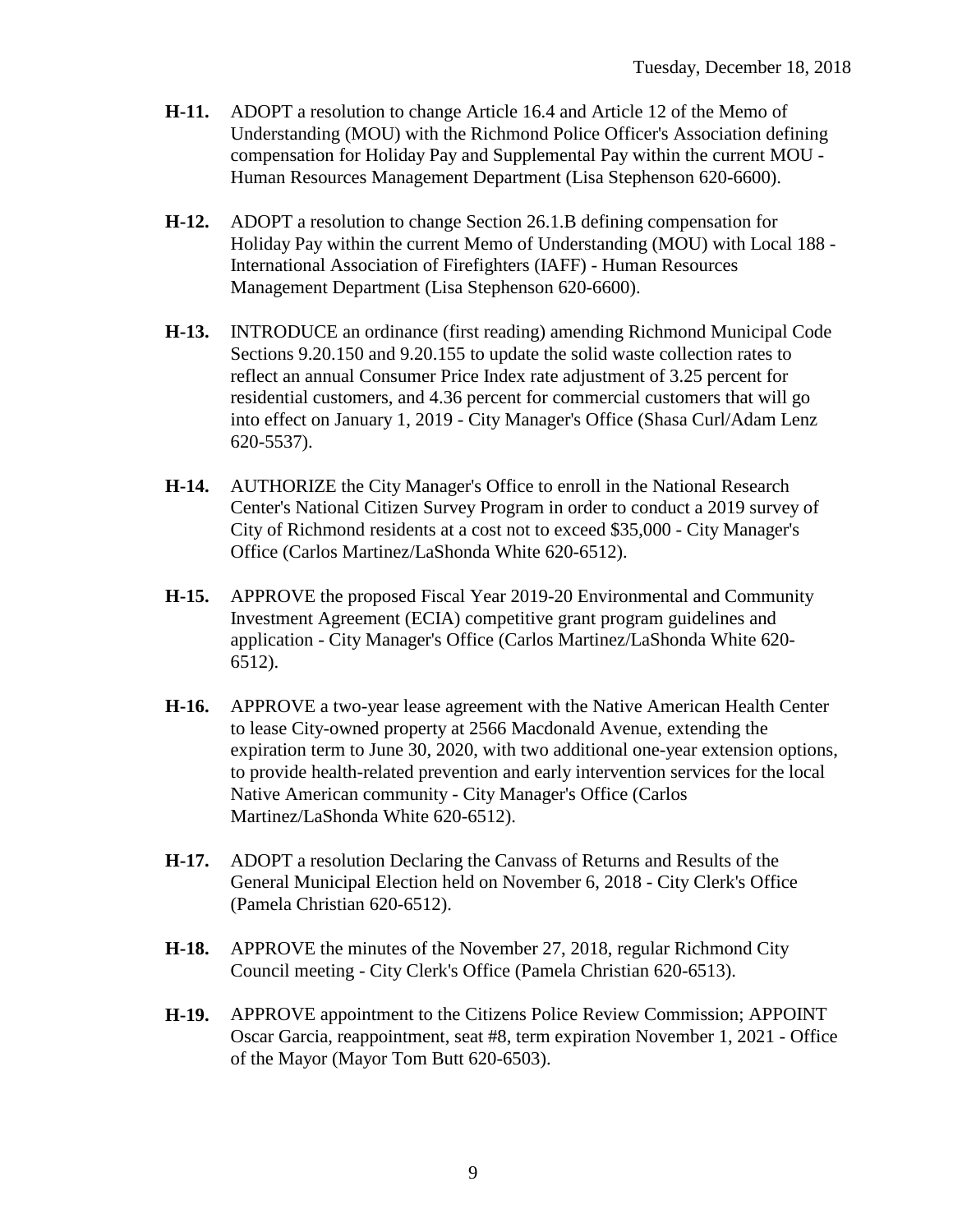**H-11.** ADOPT a resolution to change Article 16.4 and Article 12 of the Memo of Understanding (MOU) with the Richmond Police Officer's Association defining compensation for Holiday Pay and Supplemental Pay within the current MOU - Human Resources Management Department (Lisa Stephenson 620-6600).

**H-12.** ADOPT a resolution to change Section 26.1.B defining compensation for Holiday Pay within the current Memo of Understanding (MOU) with Local 188 - International Association of Firefighters (IAFF) - Human Resources Management Department (Lisa Stephenson 620-6600).

**H-13.** INTRODUCE an ordinance (first reading) amending Richmond Municipal Code Sections 9.20.150 and 9.20.155 to update the solid waste collection rates to reflect an annual Consumer Price Index rate adjustment of 3.25 percent for residential customers, and 4.36 percent for commercial customers that will go into effect on January 1, 2019 - City Manager's Office (Shasa Curl/Adam Lenz 620-5537).

**H-14.** AUTHORIZE the City Manager's Office to enroll in the National Research Center's National Citizen Survey Program in order to conduct a 2019 survey of City of Richmond residents at a cost not to exceed $35,000 - City Manager's Office (Carlos Martinez/LaShonda White 620-6512).

**H-15.** APPROVE the proposed Fiscal Year 2019-20 Environmental and Community Investment Agreement (ECIA) competitive grant program guidelines and application - City Manager's Office (Carlos Martinez/LaShonda White 620-6512).

**H-16.** APPROVE a two-year lease agreement with the Native American Health Center to lease City-owned property at 2566 Macdonald Avenue, extending the expiration term to June 30, 2020, with two additional one-year extension options, to provide health-related prevention and early intervention services for the local Native American community - City Manager's Office (Carlos Martinez/LaShonda White 620-6512).

**H-17.** ADOPT a resolution Declaring the Canvass of Returns and Results of the General Municipal Election held on November 6, 2018 - City Clerk's Office (Pamela Christian 620-6512).

**H-18.** APPROVE the minutes of the November 27, 2018, regular Richmond City Council meeting - City Clerk's Office (Pamela Christian 620-6513).

**H-19.** APPROVE appointment to the Citizens Police Review Commission; APPOINT Oscar Garcia, reappointment, seat #8, term expiration November 1, 2021 - Office of the Mayor (Mayor Tom Butt 620-6503).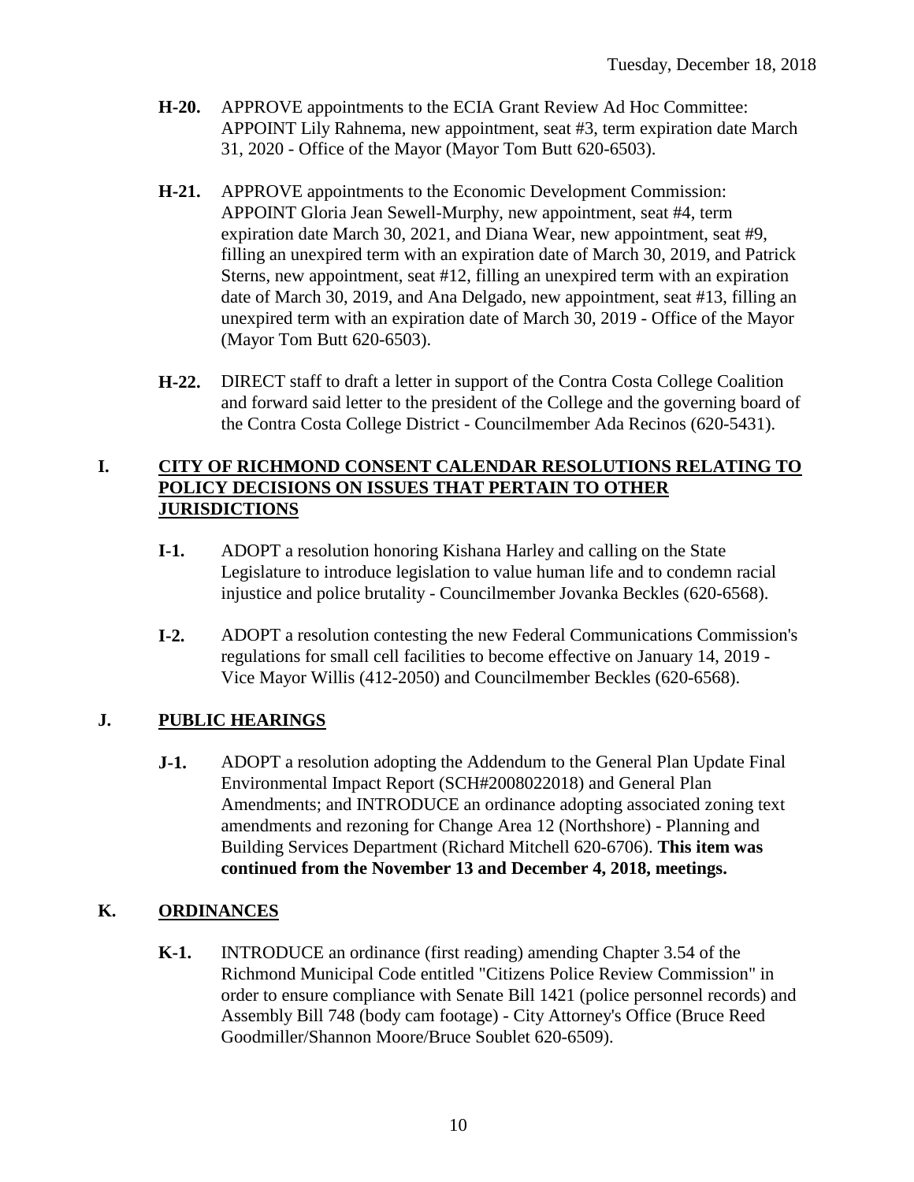**H-20.** APPROVE appointments to the ECIA Grant Review Ad Hoc Committee: APPOINT Lily Rahnema, new appointment, seat #3, term expiration date March 31, 2020 - Office of the Mayor (Mayor Tom Butt 620-6503).

**H-21.** APPROVE appointments to the Economic Development Commission: APPOINT Gloria Jean Sewell-Murphy, new appointment, seat #4, term expiration date March 30, 2021, and Diana Wear, new appointment, seat #9, filling an unexpired term with an expiration date of March 30, 2019, and Patrick Sterns, new appointment, seat #12, filling an unexpired term with an expiration date of March 30, 2019, and Ana Delgado, new appointment, seat #13, filling an unexpired term with an expiration date of March 30, 2019 - Office of the Mayor (Mayor Tom Butt 620-6503).

**H-22.** DIRECT staff to draft a letter in support of the Contra Costa College Coalition and forward said letter to the president of the College and the governing board of the Contra Costa College District - Councilmember Ada Recinos (620-5431).

## I. CITY OF RICHMOND CONSENT CALENDAR RESOLUTIONS RELATING TO POLICY DECISIONS ON ISSUES THAT PERTAIN TO OTHER JURISDICTIONS

**I-1.** ADOPT a resolution honoring Kishana Harley and calling on the State Legislature to introduce legislation to value human life and to condemn racial injustice and police brutality - Councilmember Jovanka Beckles (620-6568).

**I-2.** ADOPT a resolution contesting the new Federal Communications Commission's regulations for small cell facilities to become effective on January 14, 2019 - Vice Mayor Willis (412-2050) and Councilmember Beckles (620-6568).

## J. PUBLIC HEARINGS

**J-1.** ADOPT a resolution adopting the Addendum to the General Plan Update Final Environmental Impact Report (SCH#2008022018) and General Plan Amendments; and INTRODUCE an ordinance adopting associated zoning text amendments and rezoning for Change Area 12 (Northshore) - Planning and Building Services Department (Richard Mitchell 620-6706). **This item was continued from the November 13 and December 4, 2018, meetings.**

## K. ORDINANCES

**K-1.** INTRODUCE an ordinance (first reading) amending Chapter 3.54 of the Richmond Municipal Code entitled "Citizens Police Review Commission" in order to ensure compliance with Senate Bill 1421 (police personnel records) and Assembly Bill 748 (body cam footage) - City Attorney's Office (Bruce Reed Goodmiller/Shannon Moore/Bruce Soublet 620-6509).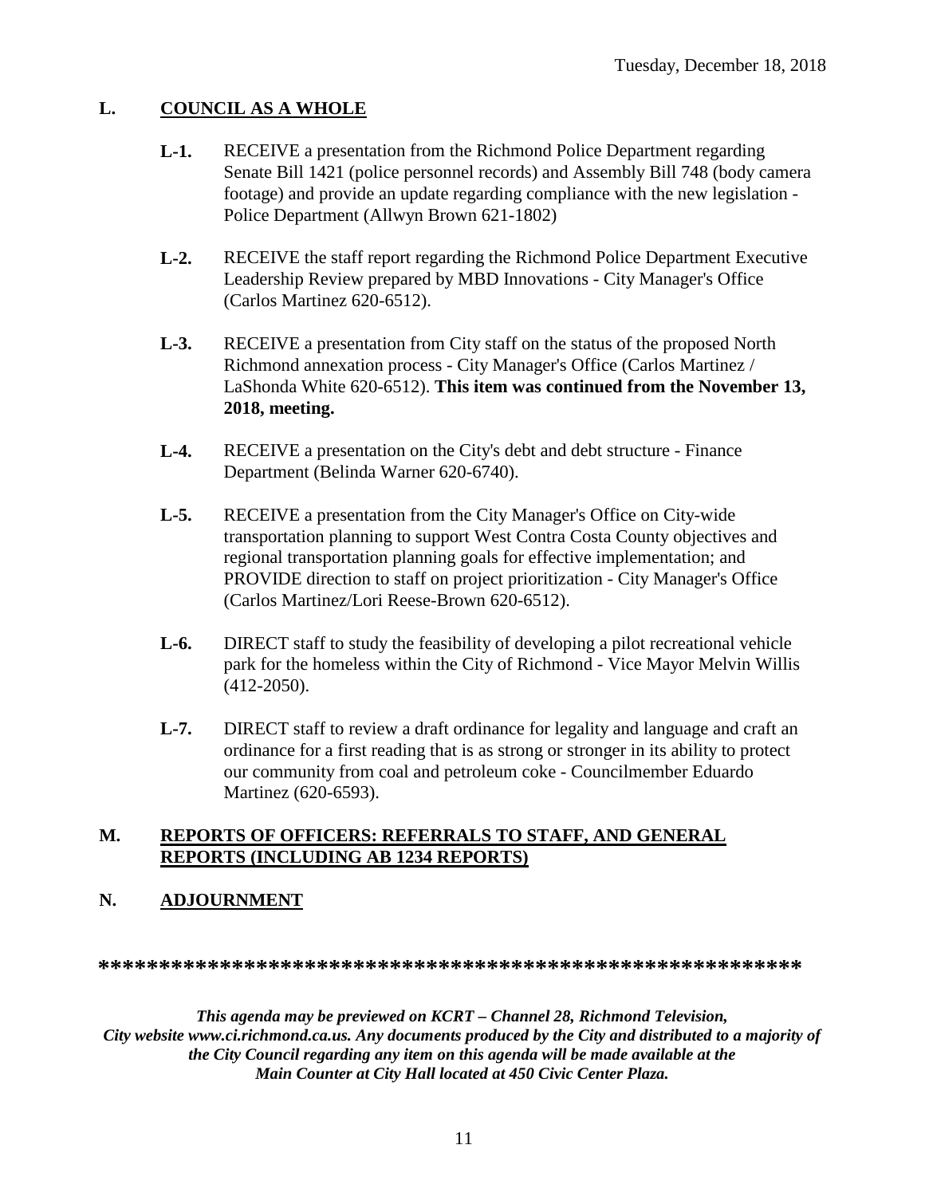## L. COUNCIL AS A WHOLE

**L-1.** RECEIVE a presentation from the Richmond Police Department regarding Senate Bill 1421 (police personnel records) and Assembly Bill 748 (body camera footage) and provide an update regarding compliance with the new legislation - Police Department (Allwyn Brown 621-1802)

**L-2.** RECEIVE the staff report regarding the Richmond Police Department Executive Leadership Review prepared by MBD Innovations - City Manager's Office (Carlos Martinez 620-6512).

**L-3.** RECEIVE a presentation from City staff on the status of the proposed North Richmond annexation process - City Manager's Office (Carlos Martinez / LaShonda White 620-6512). **This item was continued from the November 13, 2018, meeting.**

**L-4.** RECEIVE a presentation on the City's debt and debt structure - Finance Department (Belinda Warner 620-6740).

**L-5.** RECEIVE a presentation from the City Manager's Office on City-wide transportation planning to support West Contra Costa County objectives and regional transportation planning goals for effective implementation; and PROVIDE direction to staff on project prioritization - City Manager's Office (Carlos Martinez/Lori Reese-Brown 620-6512).

**L-6.** DIRECT staff to study the feasibility of developing a pilot recreational vehicle park for the homeless within the City of Richmond - Vice Mayor Melvin Willis (412-2050).

**L-7.** DIRECT staff to review a draft ordinance for legality and language and craft an ordinance for a first reading that is as strong or stronger in its ability to protect our community from coal and petroleum coke - Councilmember Eduardo Martinez (620-6593).

## M. REPORTS OF OFFICERS: REFERRALS TO STAFF, AND GENERAL REPORTS (INCLUDING AB 1234 REPORTS)

## N. ADJOURNMENT

**********************************************************

***This agenda may be previewed on KCRT – Channel 28, Richmond Television, City website www.ci.richmond.ca.us. Any documents produced by the City and distributed to a majority of the City Council regarding any item on this agenda will be made available at the Main Counter at City Hall located at 450 Civic Center Plaza.***